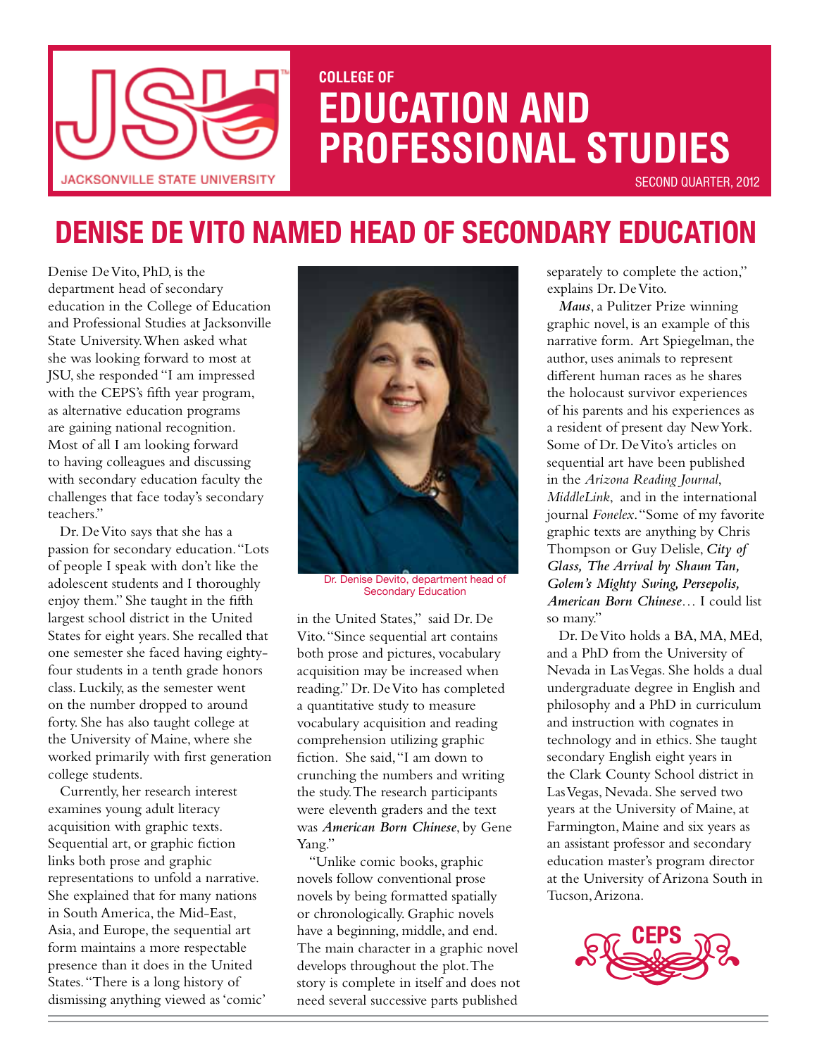JSU JACKSONVILLE STATE UNIVERSITY

COLLEGE OF

# EDUCATION AND PROFESSIONAL STUDIES

SECOND QUARTER, 2012

## DENISE DE VITO NAMED HEAD OF SECONDARY EDUCATION

Denise De Vito, PhD, is the department head of secondary education in the College of Education and Professional Studies at Jacksonville State University. When asked what she was looking forward to most at JSU, she responded "I am impressed with the CEPS's fifth year program, as alternative education programs are gaining national recognition. Most of all I am looking forward to having colleagues and discussing with secondary education faculty the challenges that face today's secondary teachers."

Dr. De Vito says that she has a passion for secondary education. "Lots of people I speak with don't like the adolescent students and I thoroughly enjoy them." She taught in the fifth largest school district in the United States for eight years. She recalled that one semester she faced having eighty-four students in a tenth grade honors class. Luckily, as the semester went on the number dropped to around forty. She has also taught college at the University of Maine, where she worked primarily with first generation college students.

Currently, her research interest examines young adult literacy acquisition with graphic texts. Sequential art, or graphic fiction links both prose and graphic representations to unfold a narrative. She explained that for many nations in South America, the Mid-East, Asia, and Europe, the sequential art form maintains a more respectable presence than it does in the United States. "There is a long history of dismissing anything viewed as 'comic' in the United States," said Dr. De Vito. "Since sequential art contains both prose and pictures, vocabulary acquisition may be increased when reading." Dr. De Vito has completed a quantitative study to measure vocabulary acquisition and reading comprehension utilizing graphic fiction. She said, "I am down to crunching the numbers and writing the study. The research participants were eleventh graders and the text was ***American Born Chinese***, by Gene Yang."

Dr. Denise Devito, department head of Secondary Education

"Unlike comic books, graphic novels follow conventional prose novels by being formatted spatially or chronologically. Graphic novels have a beginning, middle, and end. The main character in a graphic novel develops throughout the plot. The story is complete in itself and does not need several successive parts published separately to complete the action," explains Dr. De Vito.

***Maus***, a Pulitzer Prize winning graphic novel, is an example of this narrative form. Art Spiegelman, the author, uses animals to represent different human races as he shares the holocaust survivor experiences of his parents and his experiences as a resident of present day New York. Some of Dr. De Vito's articles on sequential art have been published in the *Arizona Reading Journal*, *MiddleLink*, and in the international journal *Fonelex*. "Some of my favorite graphic texts are anything by Chris Thompson or Guy Delisle, ***City of Glass, The Arrival by Shaun Tan, Golem's Mighty Swing, Persepolis, American Born Chinese***… I could list so many."

Dr. De Vito holds a BA, MA, MEd, and a PhD from the University of Nevada in Las Vegas. She holds a dual undergraduate degree in English and philosophy and a PhD in curriculum and instruction with cognates in technology and in ethics. She taught secondary English eight years in the Clark County School district in Las Vegas, Nevada. She served two years at the University of Maine, at Farmington, Maine and six years as an assistant professor and secondary education master's program director at the University of Arizona South in Tucson, Arizona.

CEPS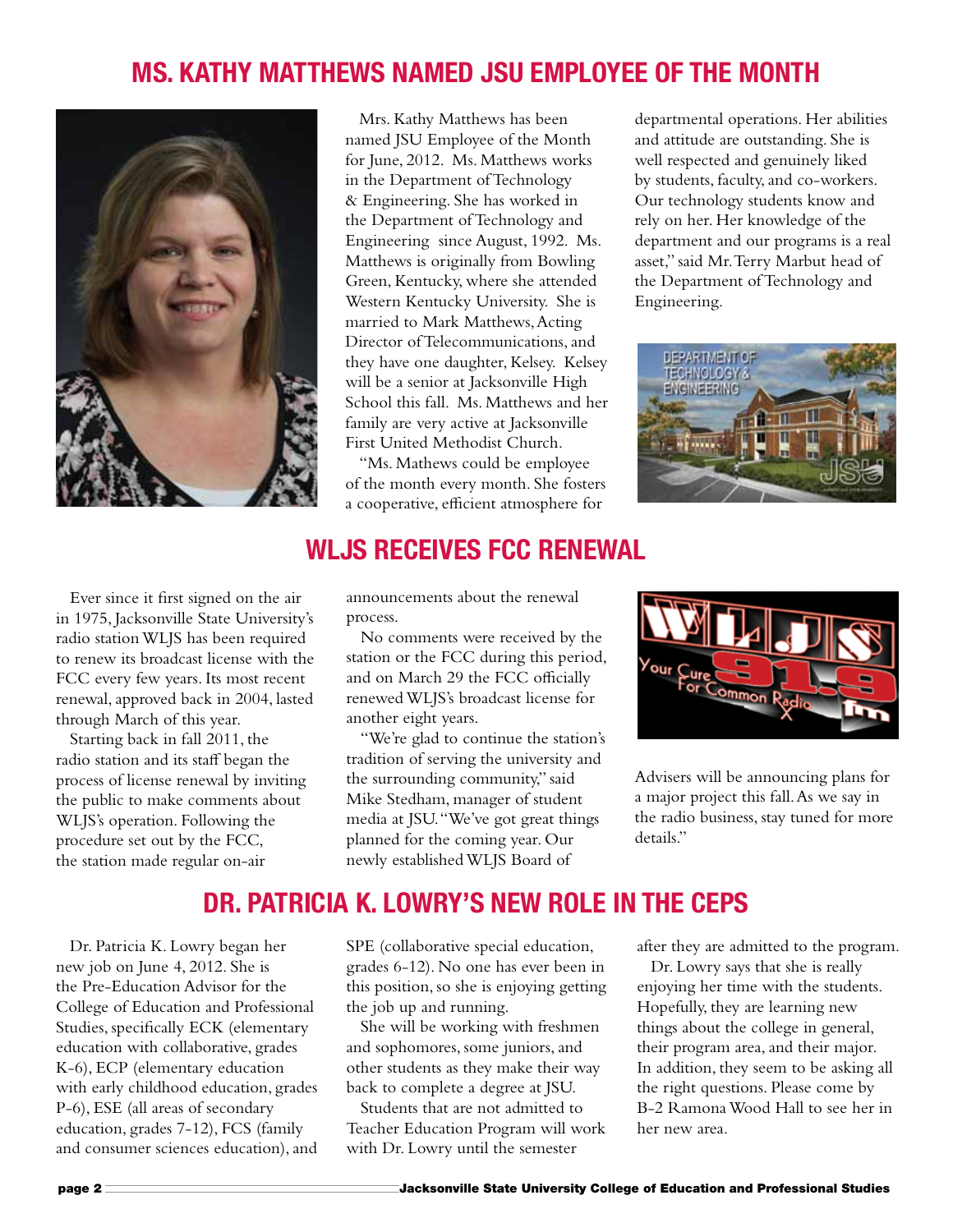# MS. KATHY MATTHEWS NAMED JSU EMPLOYEE OF THE MONTH

Mrs. Kathy Matthews has been named JSU Employee of the Month for June, 2012. Ms. Matthews works in the Department of Technology & Engineering. She has worked in the Department of Technology and Engineering since August, 1992. Ms. Matthews is originally from Bowling Green, Kentucky, where she attended Western Kentucky University. She is married to Mark Matthews, Acting Director of Telecommunications, and they have one daughter, Kelsey. Kelsey will be a senior at Jacksonville High School this fall. Ms. Matthews and her family are very active at Jacksonville First United Methodist Church.

"Ms. Mathews could be employee of the month every month. She fosters a cooperative, efficient atmosphere for departmental operations. Her abilities and attitude are outstanding. She is well respected and genuinely liked by students, faculty, and co-workers. Our technology students know and rely on her. Her knowledge of the department and our programs is a real asset," said Mr. Terry Marbut head of the Department of Technology and Engineering.

# WLJS RECEIVES FCC RENEWAL

Ever since it first signed on the air in 1975, Jacksonville State University's radio station WLJS has been required to renew its broadcast license with the FCC every few years. Its most recent renewal, approved back in 2004, lasted through March of this year.

Starting back in fall 2011, the radio station and its staff began the process of license renewal by inviting the public to make comments about WLJS's operation. Following the procedure set out by the FCC, the station made regular on-air announcements about the renewal process.

No comments were received by the station or the FCC during this period, and on March 29 the FCC officially renewed WLJS's broadcast license for another eight years.

"We're glad to continue the station's tradition of serving the university and the surrounding community," said Mike Stedham, manager of student media at JSU. "We've got great things planned for the coming year. Our newly established WLJS Board of Advisers will be announcing plans for a major project this fall. As we say in the radio business, stay tuned for more details."

# DR. PATRICIA K. LOWRY'S NEW ROLE IN THE CEPS

Dr. Patricia K. Lowry began her new job on June 4, 2012. She is the Pre-Education Advisor for the College of Education and Professional Studies, specifically ECK (elementary education with collaborative, grades K-6), ECP (elementary education with early childhood education, grades P-6), ESE (all areas of secondary education, grades 7-12), FCS (family and consumer sciences education), and SPE (collaborative special education, grades 6-12). No one has ever been in this position, so she is enjoying getting the job up and running.

She will be working with freshmen and sophomores, some juniors, and other students as they make their way back to complete a degree at JSU.

Students that are not admitted to Teacher Education Program will work with Dr. Lowry until the semester after they are admitted to the program.

Dr. Lowry says that she is really enjoying her time with the students. Hopefully, they are learning new things about the college in general, their program area, and their major. In addition, they seem to be asking all the right questions. Please come by B-2 Ramona Wood Hall to see her in her new area.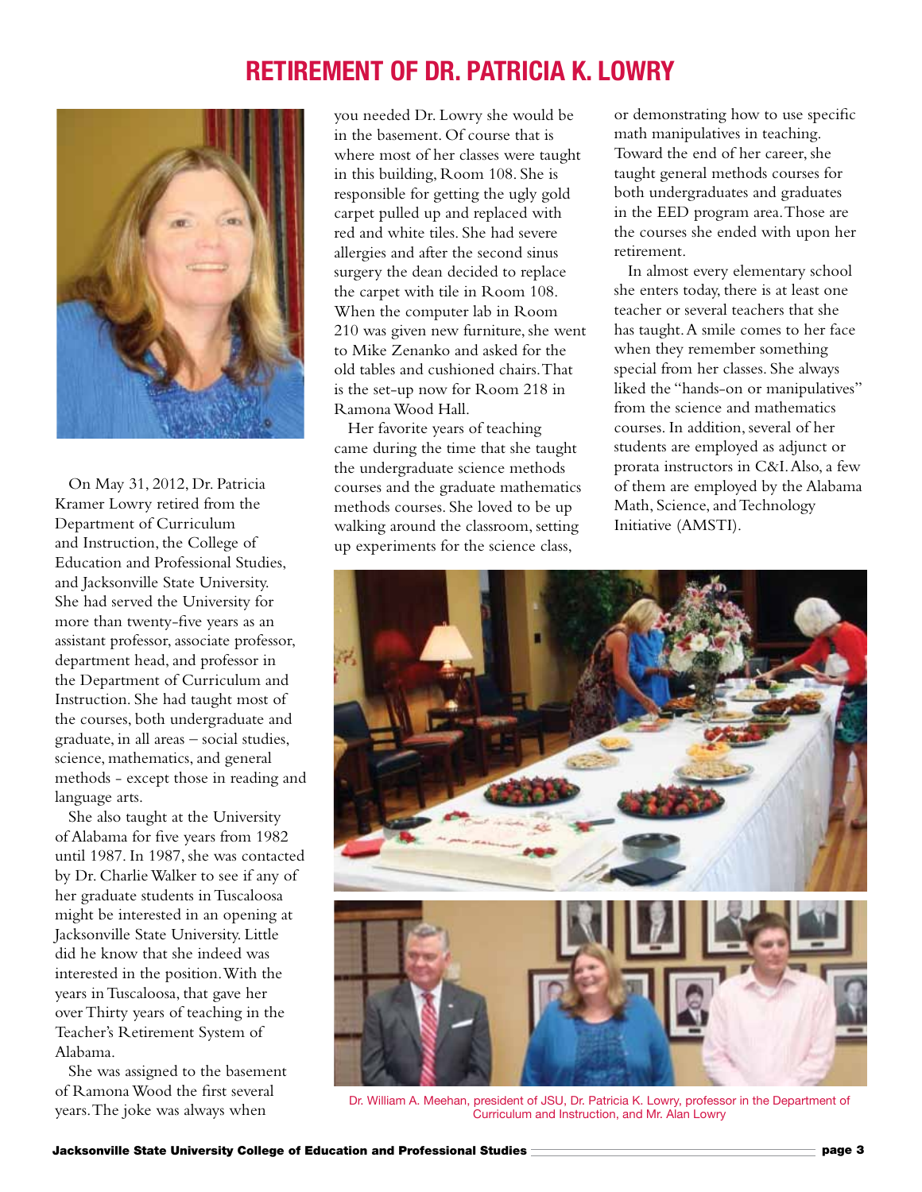# RETIREMENT OF DR. PATRICIA K. LOWRY

On May 31, 2012, Dr. Patricia Kramer Lowry retired from the Department of Curriculum and Instruction, the College of Education and Professional Studies, and Jacksonville State University. She had served the University for more than twenty-five years as an assistant professor, associate professor, department head, and professor in the Department of Curriculum and Instruction. She had taught most of the courses, both undergraduate and graduate, in all areas – social studies, science, mathematics, and general methods - except those in reading and language arts.

She also taught at the University of Alabama for five years from 1982 until 1987. In 1987, she was contacted by Dr. Charlie Walker to see if any of her graduate students in Tuscaloosa might be interested in an opening at Jacksonville State University. Little did he know that she indeed was interested in the position. With the years in Tuscaloosa, that gave her over Thirty years of teaching in the Teacher's Retirement System of Alabama.

She was assigned to the basement of Ramona Wood the first several years. The joke was always when you needed Dr. Lowry she would be in the basement. Of course that is where most of her classes were taught in this building, Room 108. She is responsible for getting the ugly gold carpet pulled up and replaced with red and white tiles. She had severe allergies and after the second sinus surgery the dean decided to replace the carpet with tile in Room 108. When the computer lab in Room 210 was given new furniture, she went to Mike Zenanko and asked for the old tables and cushioned chairs. That is the set-up now for Room 218 in Ramona Wood Hall.

Her favorite years of teaching came during the time that she taught the undergraduate science methods courses and the graduate mathematics methods courses. She loved to be up walking around the classroom, setting up experiments for the science class, or demonstrating how to use specific math manipulatives in teaching. Toward the end of her career, she taught general methods courses for both undergraduates and graduates in the EED program area. Those are the courses she ended with upon her retirement.

In almost every elementary school she enters today, there is at least one teacher or several teachers that she has taught. A smile comes to her face when they remember something special from her classes. She always liked the "hands-on or manipulatives" from the science and mathematics courses. In addition, several of her students are employed as adjunct or prorata instructors in C&I. Also, a few of them are employed by the Alabama Math, Science, and Technology Initiative (AMSTI).

Dr. William A. Meehan, president of JSU, Dr. Patricia K. Lowry, professor in the Department of Curriculum and Instruction, and Mr. Alan Lowry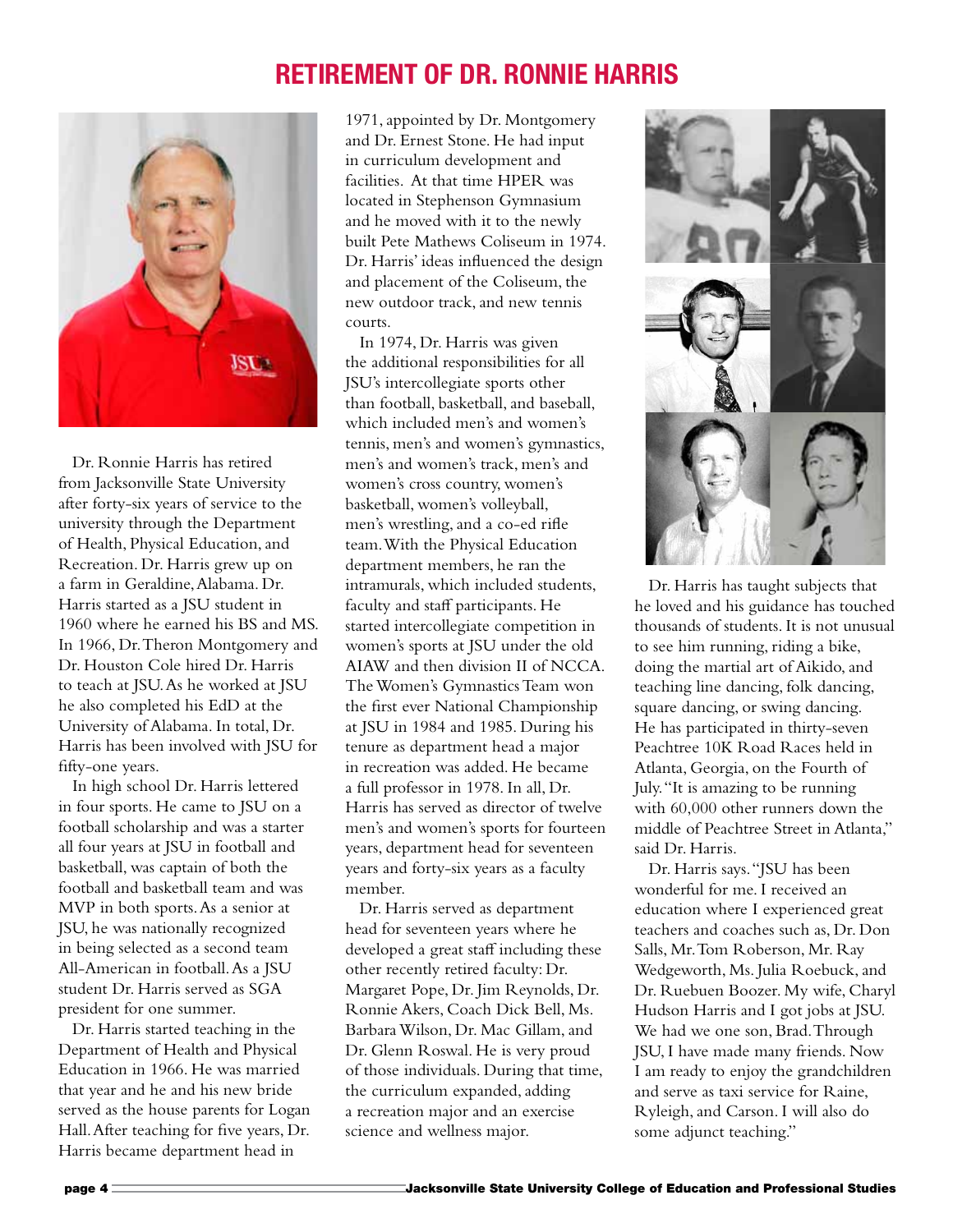# RETIREMENT OF DR. RONNIE HARRIS

Dr. Ronnie Harris has retired from Jacksonville State University after forty-six years of service to the university through the Department of Health, Physical Education, and Recreation. Dr. Harris grew up on a farm in Geraldine, Alabama. Dr. Harris started as a JSU student in 1960 where he earned his BS and MS. In 1966, Dr. Theron Montgomery and Dr. Houston Cole hired Dr. Harris to teach at JSU. As he worked at JSU he also completed his EdD at the University of Alabama. In total, Dr. Harris has been involved with JSU for fifty-one years.

In high school Dr. Harris lettered in four sports. He came to JSU on a football scholarship and was a starter all four years at JSU in football and basketball, was captain of both the football and basketball team and was MVP in both sports. As a senior at JSU, he was nationally recognized in being selected as a second team All-American in football. As a JSU student Dr. Harris served as SGA president for one summer.

Dr. Harris started teaching in the Department of Health and Physical Education in 1966. He was married that year and he and his new bride served as the house parents for Logan Hall. After teaching for five years, Dr. Harris became department head in 1971, appointed by Dr. Montgomery and Dr. Ernest Stone. He had input in curriculum development and facilities. At that time HPER was located in Stephenson Gymnasium and he moved with it to the newly built Pete Mathews Coliseum in 1974. Dr. Harris' ideas influenced the design and placement of the Coliseum, the new outdoor track, and new tennis courts.

In 1974, Dr. Harris was given the additional responsibilities for all JSU's intercollegiate sports other than football, basketball, and baseball, which included men's and women's tennis, men's and women's gymnastics, men's and women's track, men's and women's cross country, women's basketball, women's volleyball, men's wrestling, and a co-ed rifle team. With the Physical Education department members, he ran the intramurals, which included students, faculty and staff participants. He started intercollegiate competition in women's sports at JSU under the old AIAW and then division II of NCCA. The Women's Gymnastics Team won the first ever National Championship at JSU in 1984 and 1985. During his tenure as department head a major in recreation was added. He became a full professor in 1978. In all, Dr. Harris has served as director of twelve men's and women's sports for fourteen years, department head for seventeen years and forty-six years as a faculty member.

Dr. Harris served as department head for seventeen years where he developed a great staff including these other recently retired faculty: Dr. Margaret Pope, Dr. Jim Reynolds, Dr. Ronnie Akers, Coach Dick Bell, Ms. Barbara Wilson, Dr. Mac Gillam, and Dr. Glenn Roswal. He is very proud of those individuals. During that time, the curriculum expanded, adding a recreation major and an exercise science and wellness major.

Dr. Harris has taught subjects that he loved and his guidance has touched thousands of students. It is not unusual to see him running, riding a bike, doing the martial art of Aikido, and teaching line dancing, folk dancing, square dancing, or swing dancing. He has participated in thirty-seven Peachtree 10K Road Races held in Atlanta, Georgia, on the Fourth of July. "It is amazing to be running with 60,000 other runners down the middle of Peachtree Street in Atlanta," said Dr. Harris.

Dr. Harris says. "JSU has been wonderful for me. I received an education where I experienced great teachers and coaches such as, Dr. Don Salls, Mr. Tom Roberson, Mr. Ray Wedgeworth, Ms. Julia Roebuck, and Dr. Ruebuen Boozer. My wife, Charyl Hudson Harris and I got jobs at JSU. We had we one son, Brad. Through JSU, I have made many friends. Now I am ready to enjoy the grandchildren and serve as taxi service for Raine, Ryleigh, and Carson. I will also do some adjunct teaching."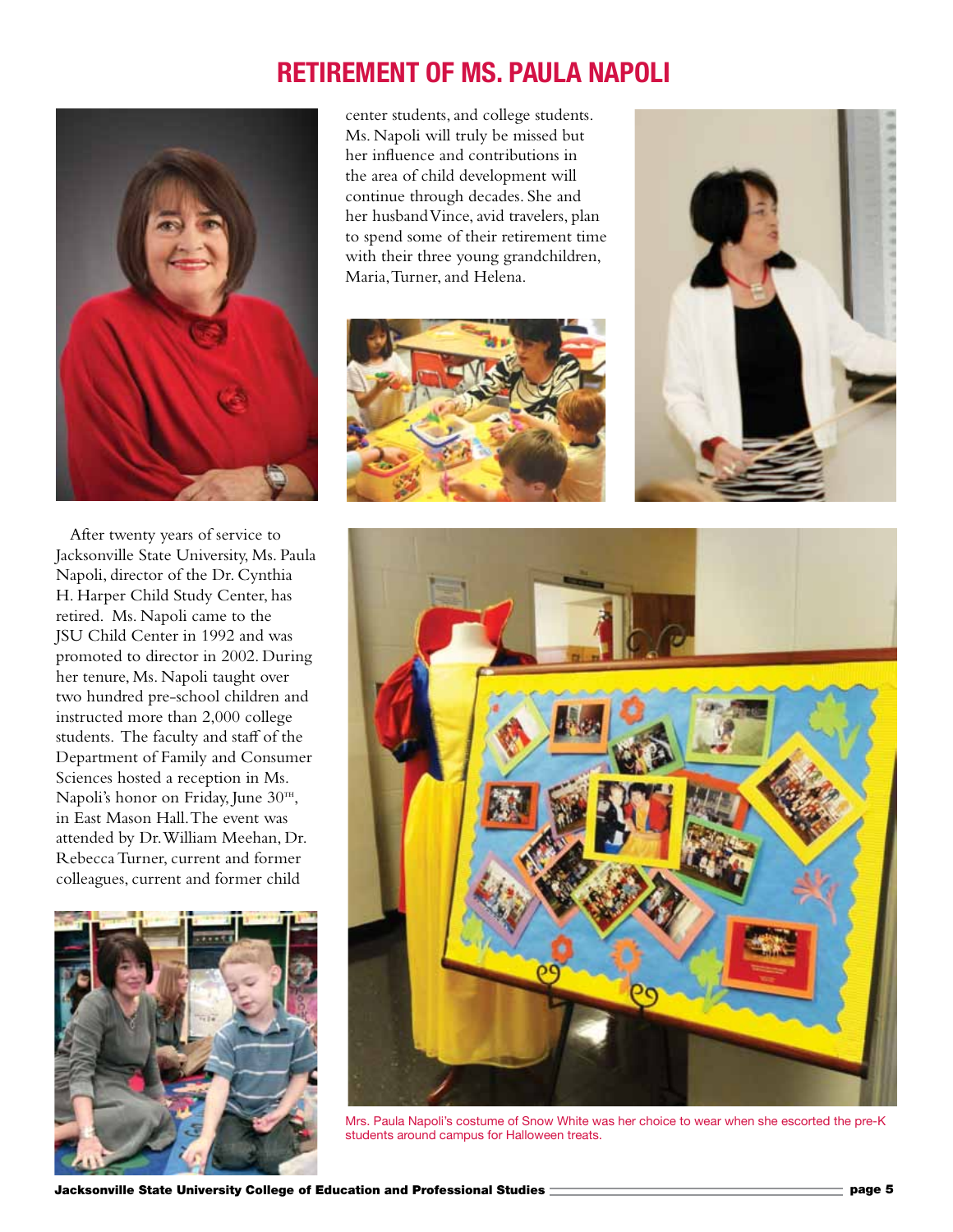# RETIREMENT OF MS. PAULA NAPOLI

After twenty years of service to Jacksonville State University, Ms. Paula Napoli, director of the Dr. Cynthia H. Harper Child Study Center, has retired. Ms. Napoli came to the JSU Child Center in 1992 and was promoted to director in 2002. During her tenure, Ms. Napoli taught over two hundred pre-school children and instructed more than 2,000 college students. The faculty and staff of the Department of Family and Consumer Sciences hosted a reception in Ms. Napoli's honor on Friday, June 30[TH], in East Mason Hall. The event was attended by Dr. William Meehan, Dr. Rebecca Turner, current and former colleagues, current and former child center students, and college students. Ms. Napoli will truly be missed but her influence and contributions in the area of child development will continue through decades. She and her husband Vince, avid travelers, plan to spend some of their retirement time with their three young grandchildren, Maria, Turner, and Helena.

Mrs. Paula Napoli's costume of Snow White was her choice to wear when she escorted the pre-K students around campus for Halloween treats.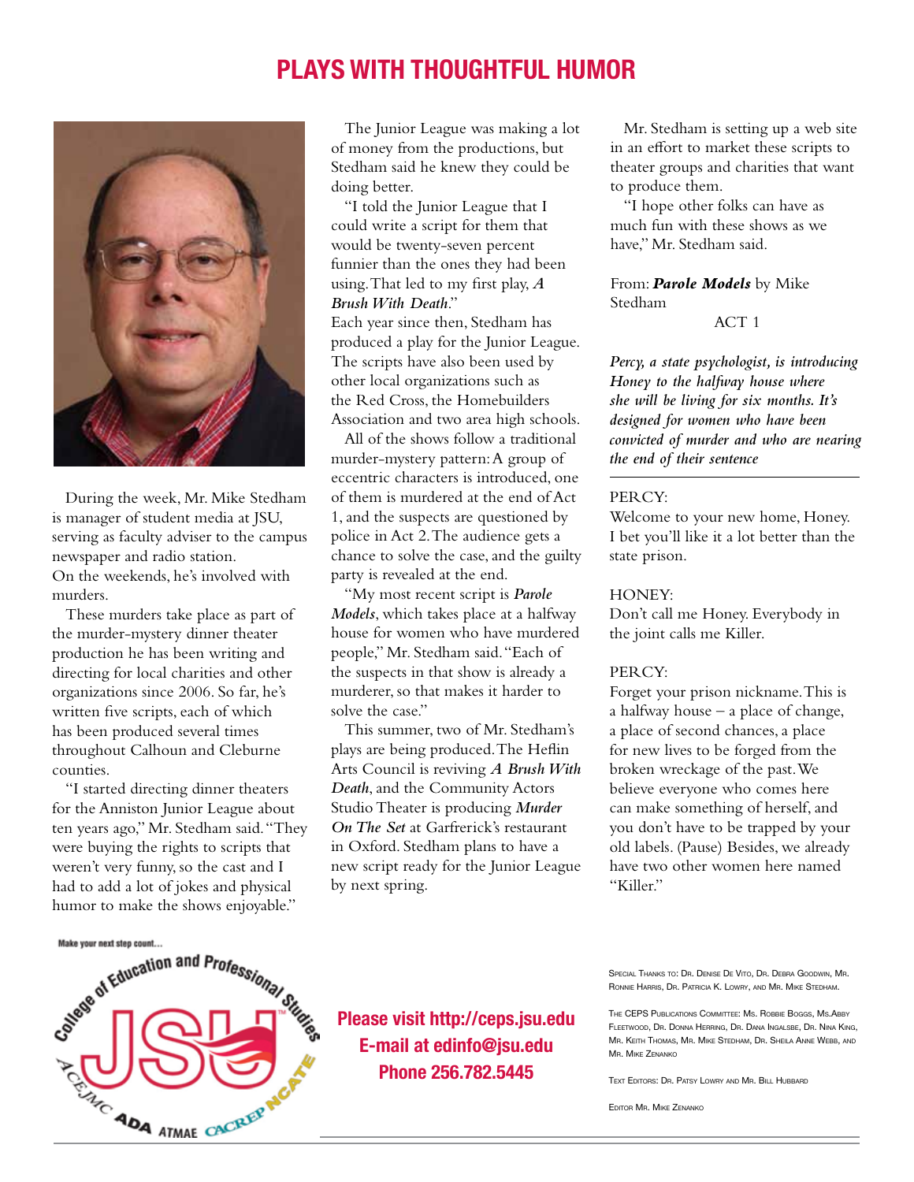# PLAYS WITH THOUGHTFUL HUMOR

During the week, Mr. Mike Stedham is manager of student media at JSU, serving as faculty adviser to the campus newspaper and radio station.
On the weekends, he's involved with murders.

These murders take place as part of the murder-mystery dinner theater production he has been writing and directing for local charities and other organizations since 2006. So far, he's written five scripts, each of which has been produced several times throughout Calhoun and Cleburne counties.

"I started directing dinner theaters for the Anniston Junior League about ten years ago," Mr. Stedham said. "They were buying the rights to scripts that weren't very funny, so the cast and I had to add a lot of jokes and physical humor to make the shows enjoyable."

The Junior League was making a lot of money from the productions, but Stedham said he knew they could be doing better.

"I told the Junior League that I could write a script for them that would be twenty-seven percent funnier than the ones they had been using. That led to my first play, ***A Brush With Death***."
Each year since then, Stedham has produced a play for the Junior League. The scripts have also been used by other local organizations such as the Red Cross, the Homebuilders Association and two area high schools.

All of the shows follow a traditional murder-mystery pattern: A group of eccentric characters is introduced, one of them is murdered at the end of Act 1, and the suspects are questioned by police in Act 2. The audience gets a chance to solve the case, and the guilty party is revealed at the end.

"My most recent script is ***Parole Models***, which takes place at a halfway house for women who have murdered people," Mr. Stedham said. "Each of the suspects in that show is already a murderer, so that makes it harder to solve the case."

This summer, two of Mr. Stedham's plays are being produced. The Heflin Arts Council is reviving ***A Brush With Death***, and the Community Actors Studio Theater is producing ***Murder On The Set*** at Garfrerick's restaurant in Oxford. Stedham plans to have a new script ready for the Junior League by next spring.

Mr. Stedham is setting up a web site in an effort to market these scripts to theater groups and charities that want to produce them.

"I hope other folks can have as much fun with these shows as we have," Mr. Stedham said.

From: ***Parole Models*** by Mike Stedham

ACT 1

***Percy, a state psychologist, is introducing Honey to the halfway house where she will be living for six months. It's designed for women who have been convicted of murder and who are nearing the end of their sentence***

PERCY:
Welcome to your new home, Honey. I bet you'll like it a lot better than the state prison.

HONEY:
Don't call me Honey. Everybody in the joint calls me Killer.

PERCY:
Forget your prison nickname. This is a halfway house – a place of change, a place of second chances, a place for new lives to be forged from the broken wreckage of the past. We believe everyone who comes here can make something of herself, and you don't have to be trapped by your old labels. (Pause) Besides, we already have two other women here named "Killer."

Make your next step count...

College of Education and Professional Studies

JSU

ACEJMC ADA ATMAE CACREP NCATE

**Please visit http://ceps.jsu.edu**
**E-mail at edinfo@jsu.edu**
**Phone 256.782.5445**

Special Thanks to: Dr. Denise De Vito, Dr. Debra Goodwin, Mr. Ronnie Harris, Dr. Patricia K. Lowry, and Mr. Mike Stedham.

The CEPS Publications Committee: Ms. Robbie Boggs, Ms. Abby Fleetwood, Dr. Donna Herring, Dr. Dana Ingalsbe, Dr. Nina King, Mr. Keith Thomas, Mr. Mike Stedham, Dr. Sheila Anne Webb, and Mr. Mike Zenanko

Text Editors: Dr. Patsy Lowry and Mr. Bill Hubbard

Editor Mr. Mike Zenanko